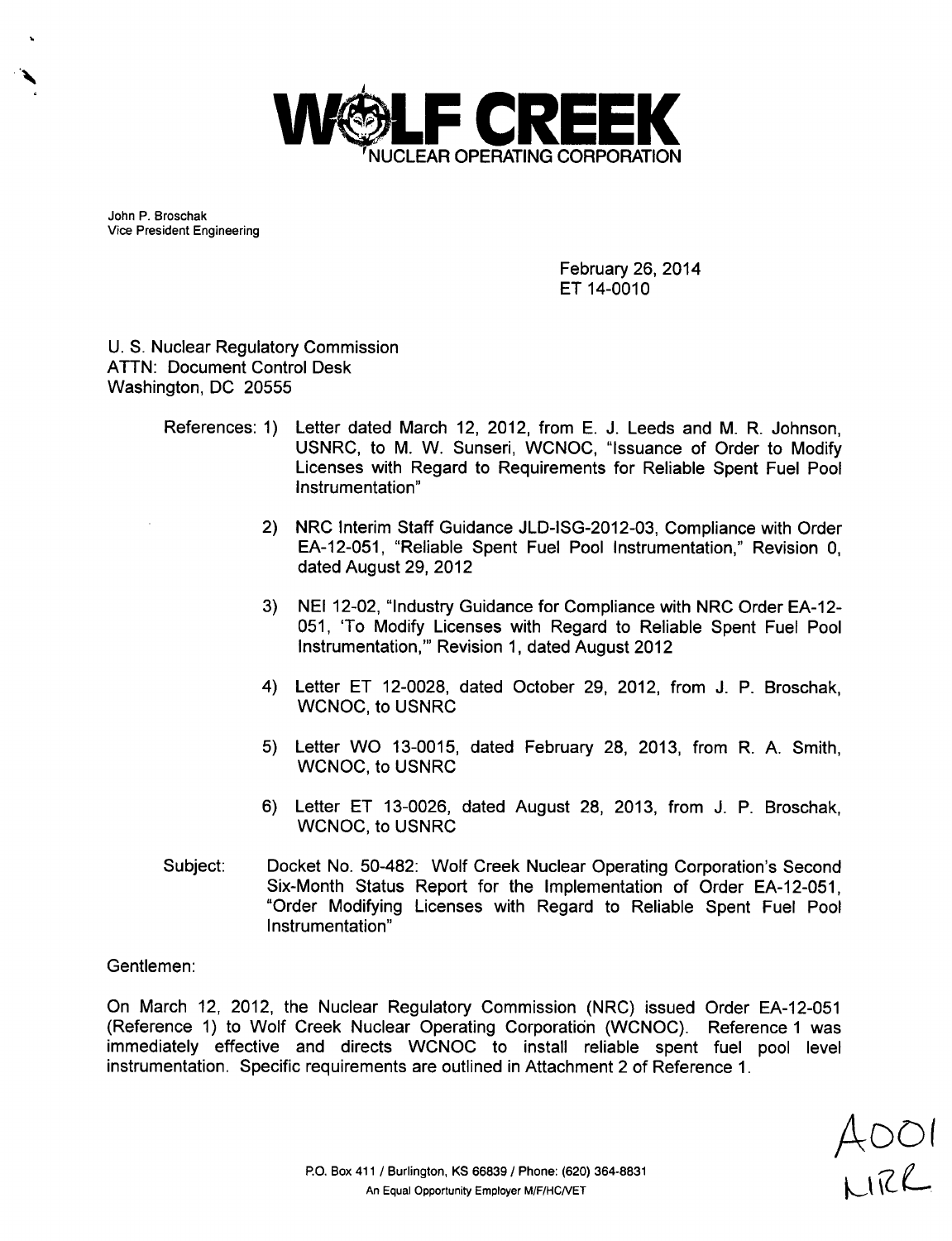# WOLF CREEK

NUCLEAR OPERATING CORPORATION

John P. Broschak
Vice President Engineering

February 26, 2014
ET 14-0010

U. S. Nuclear Regulatory Commission
ATTN: Document Control Desk
Washington, DC 20555

References:

1) Letter dated March 12, 2012, from E. J. Leeds and M. R. Johnson, USNRC, to M. W. Sunseri, WCNOC, "Issuance of Order to Modify Licenses with Regard to Requirements for Reliable Spent Fuel Pool Instrumentation"

2) NRC Interim Staff Guidance JLD-ISG-2012-03, Compliance with Order EA-12-051, "Reliable Spent Fuel Pool Instrumentation," Revision 0, dated August 29, 2012

3) NEI 12-02, "Industry Guidance for Compliance with NRC Order EA-12-051, 'To Modify Licenses with Regard to Reliable Spent Fuel Pool Instrumentation,'" Revision 1, dated August 2012

4) Letter ET 12-0028, dated October 29, 2012, from J. P. Broschak, WCNOC, to USNRC

5) Letter WO 13-0015, dated February 28, 2013, from R. A. Smith, WCNOC, to USNRC

6) Letter ET 13-0026, dated August 28, 2013, from J. P. Broschak, WCNOC, to USNRC

Subject: Docket No. 50-482: Wolf Creek Nuclear Operating Corporation's Second Six-Month Status Report for the Implementation of Order EA-12-051, "Order Modifying Licenses with Regard to Reliable Spent Fuel Pool Instrumentation"

Gentlemen:

On March 12, 2012, the Nuclear Regulatory Commission (NRC) issued Order EA-12-051 (Reference 1) to Wolf Creek Nuclear Operating Corporation (WCNOC). Reference 1 was immediately effective and directs WCNOC to install reliable spent fuel pool level instrumentation. Specific requirements are outlined in Attachment 2 of Reference 1.

A001
NRR

P.O. Box 411 / Burlington, KS 66839 / Phone: (620) 364-8831
An Equal Opportunity Employer M/F/HC/VET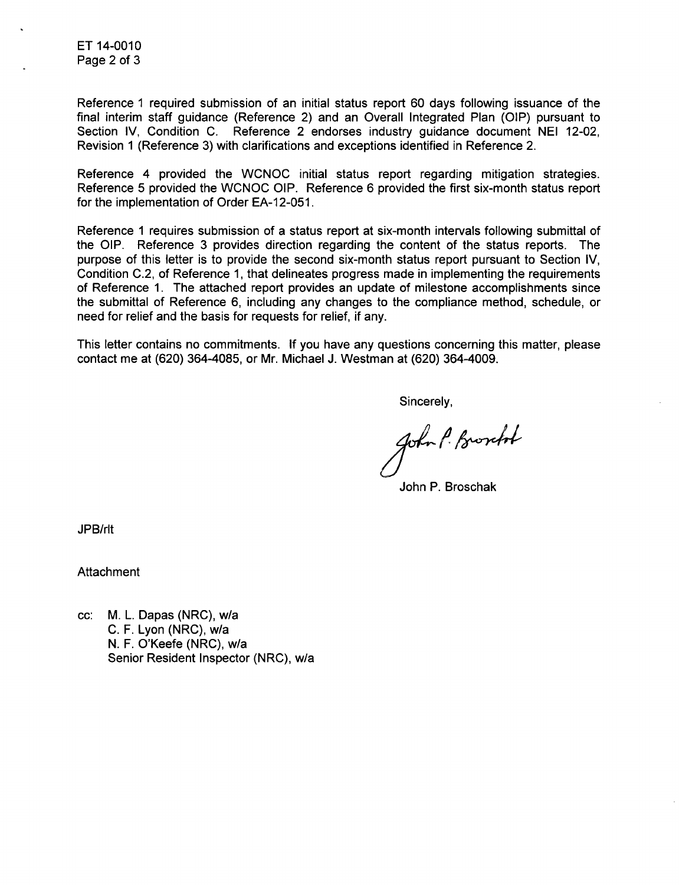Reference 1 required submission of an initial status report 60 days following issuance of the final interim staff guidance (Reference 2) and an Overall Integrated Plan (OIP) pursuant to Section IV, Condition C. Reference 2 endorses industry guidance document NEI 12-02, Revision 1 (Reference 3) with clarifications and exceptions identified in Reference 2.

Reference 4 provided the WCNOC initial status report regarding mitigation strategies. Reference 5 provided the WCNOC OIP. Reference 6 provided the first six-month status report for the implementation of Order EA-12-051.

Reference 1 requires submission of a status report at six-month intervals following submittal of the OIP. Reference 3 provides direction regarding the content of the status reports. The purpose of this letter is to provide the second six-month status report pursuant to Section IV, Condition C.2, of Reference 1, that delineates progress made in implementing the requirements of Reference 1. The attached report provides an update of milestone accomplishments since the submittal of Reference 6, including any changes to the compliance method, schedule, or need for relief and the basis for requests for relief, if any.

This letter contains no commitments. If you have any questions concerning this matter, please contact me at (620) 364-4085, or Mr. Michael J. Westman at (620) 364-4009.

Sincerely,

John P. Broschak

JPB/rlt

Attachment

cc: M. L. Dapas (NRC), w/a
C. F. Lyon (NRC), w/a
N. F. O'Keefe (NRC), w/a
Senior Resident Inspector (NRC), w/a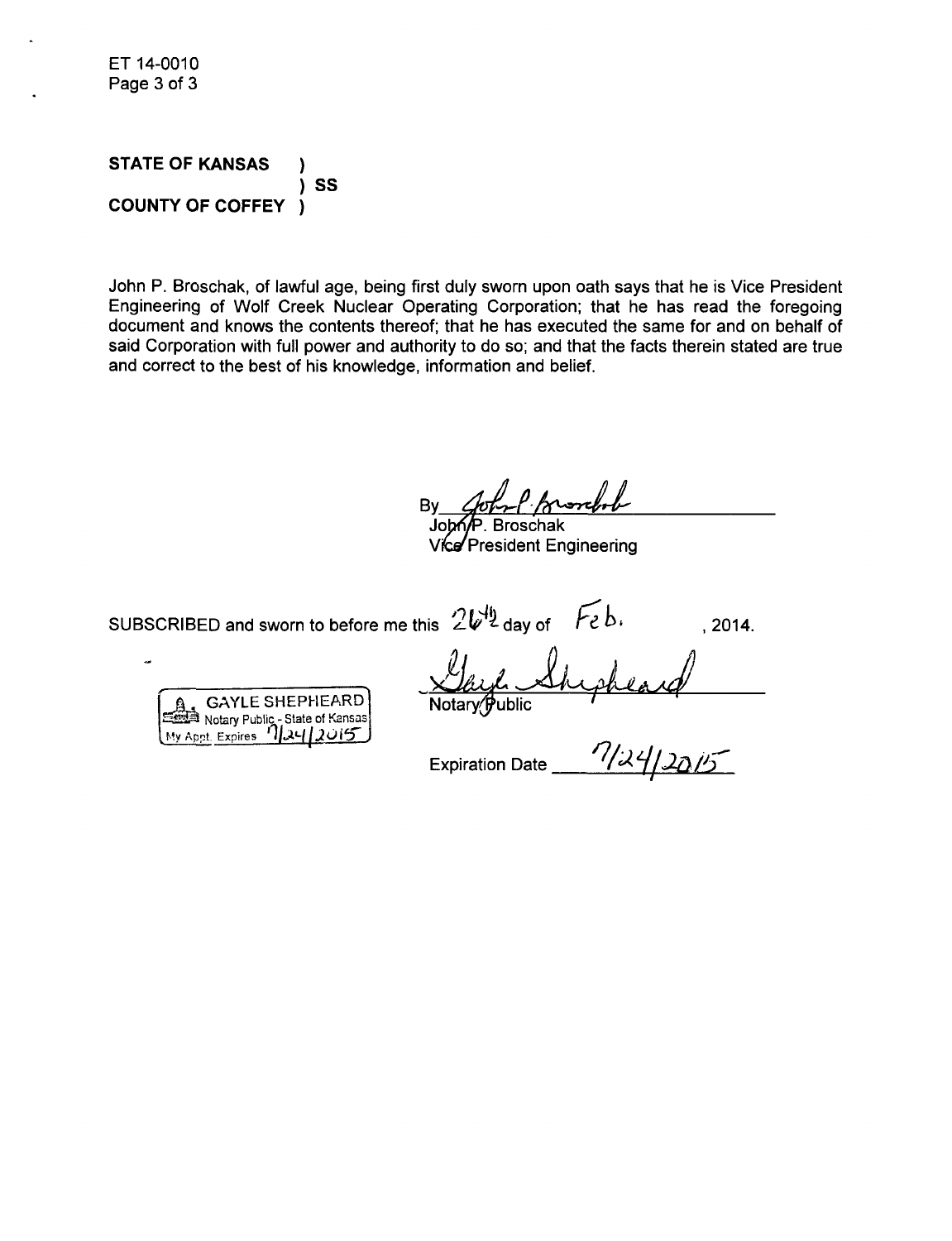ET 14-0010

**STATE OF KANSAS )**
**) SS**
**COUNTY OF COFFEY )**

John P. Broschak, of lawful age, being first duly sworn upon oath says that he is Vice President Engineering of Wolf Creek Nuclear Operating Corporation; that he has read the foregoing document and knows the contents thereof; that he has executed the same for and on behalf of said Corporation with full power and authority to do so; and that the facts therein stated are true and correct to the best of his knowledge, information and belief.

By *John P. Broschak*
John P. Broschak
Vice President Engineering

SUBSCRIBED and sworn to before me this 26th day of Feb., 2014.

*Gayle Shepheard*
Notary Public

GAYLE SHEPHEARD
Notary Public - State of Kansas
My Appt. Expires 7/24/2015

Expiration Date 7/24/2015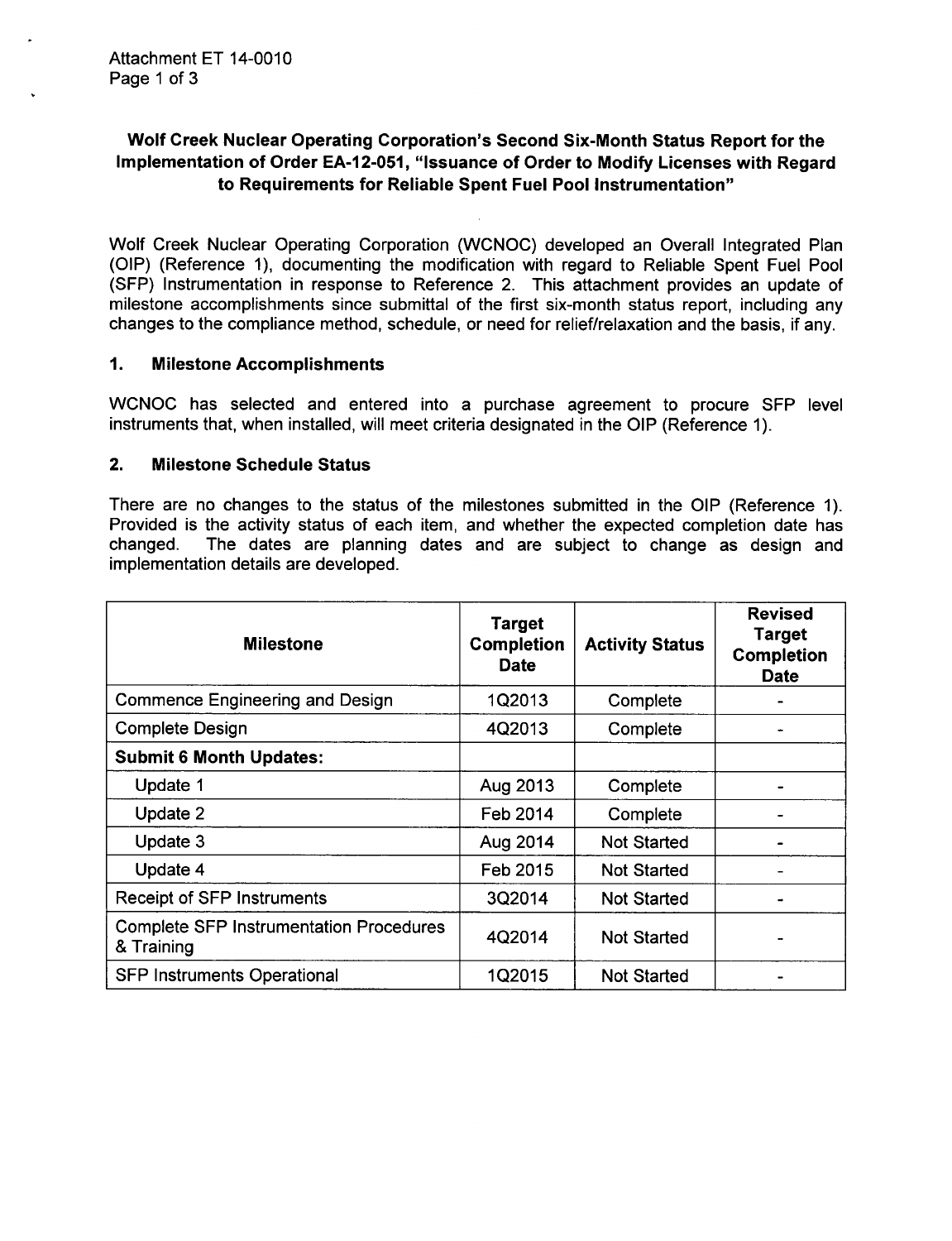Attachment ET 14-0010

**Wolf Creek Nuclear Operating Corporation's Second Six-Month Status Report for the Implementation of Order EA-12-051, "Issuance of Order to Modify Licenses with Regard to Requirements for Reliable Spent Fuel Pool Instrumentation"**

Wolf Creek Nuclear Operating Corporation (WCNOC) developed an Overall Integrated Plan (OIP) (Reference 1), documenting the modification with regard to Reliable Spent Fuel Pool (SFP) Instrumentation in response to Reference 2. This attachment provides an update of milestone accomplishments since submittal of the first six-month status report, including any changes to the compliance method, schedule, or need for relief/relaxation and the basis, if any.

## 1. Milestone Accomplishments

WCNOC has selected and entered into a purchase agreement to procure SFP level instruments that, when installed, will meet criteria designated in the OIP (Reference 1).

## 2. Milestone Schedule Status

There are no changes to the status of the milestones submitted in the OIP (Reference 1). Provided is the activity status of each item, and whether the expected completion date has changed. The dates are planning dates and are subject to change as design and implementation details are developed.

| Milestone | Target Completion Date | Activity Status | Revised Target Completion Date |
|---|---|---|---|
| Commence Engineering and Design | 1Q2013 | Complete | - |
| Complete Design | 4Q2013 | Complete | - |
| **Submit 6 Month Updates:** | | | |
| Update 1 | Aug 2013 | Complete | - |
| Update 2 | Feb 2014 | Complete | - |
| Update 3 | Aug 2014 | Not Started | - |
| Update 4 | Feb 2015 | Not Started | - |
| Receipt of SFP Instruments | 3Q2014 | Not Started | - |
| Complete SFP Instrumentation Procedures & Training | 4Q2014 | Not Started | - |
| SFP Instruments Operational | 1Q2015 | Not Started | - |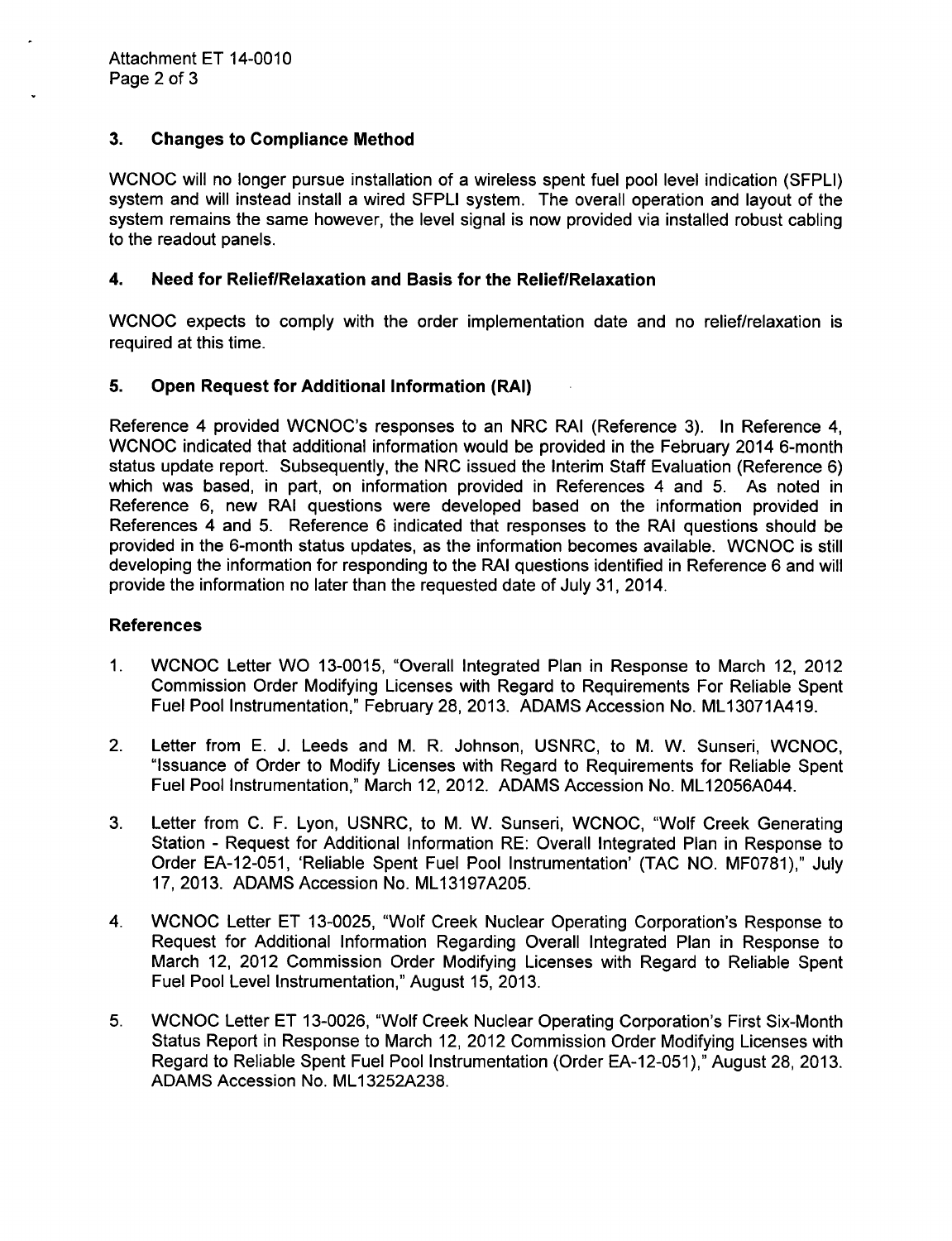## 3. Changes to Compliance Method

WCNOC will no longer pursue installation of a wireless spent fuel pool level indication (SFPLI) system and will instead install a wired SFPLI system. The overall operation and layout of the system remains the same however, the level signal is now provided via installed robust cabling to the readout panels.

## 4. Need for Relief/Relaxation and Basis for the Relief/Relaxation

WCNOC expects to comply with the order implementation date and no relief/relaxation is required at this time.

## 5. Open Request for Additional Information (RAI)

Reference 4 provided WCNOC's responses to an NRC RAI (Reference 3). In Reference 4, WCNOC indicated that additional information would be provided in the February 2014 6-month status update report. Subsequently, the NRC issued the Interim Staff Evaluation (Reference 6) which was based, in part, on information provided in References 4 and 5. As noted in Reference 6, new RAI questions were developed based on the information provided in References 4 and 5. Reference 6 indicated that responses to the RAI questions should be provided in the 6-month status updates, as the information becomes available. WCNOC is still developing the information for responding to the RAI questions identified in Reference 6 and will provide the information no later than the requested date of July 31, 2014.

### References

1. WCNOC Letter WO 13-0015, "Overall Integrated Plan in Response to March 12, 2012 Commission Order Modifying Licenses with Regard to Requirements For Reliable Spent Fuel Pool Instrumentation," February 28, 2013. ADAMS Accession No. ML13071A419.

2. Letter from E. J. Leeds and M. R. Johnson, USNRC, to M. W. Sunseri, WCNOC, "Issuance of Order to Modify Licenses with Regard to Requirements for Reliable Spent Fuel Pool Instrumentation," March 12, 2012. ADAMS Accession No. ML12056A044.

3. Letter from C. F. Lyon, USNRC, to M. W. Sunseri, WCNOC, "Wolf Creek Generating Station - Request for Additional Information RE: Overall Integrated Plan in Response to Order EA-12-051, 'Reliable Spent Fuel Pool Instrumentation' (TAC NO. MF0781)," July 17, 2013. ADAMS Accession No. ML13197A205.

4. WCNOC Letter ET 13-0025, "Wolf Creek Nuclear Operating Corporation's Response to Request for Additional Information Regarding Overall Integrated Plan in Response to March 12, 2012 Commission Order Modifying Licenses with Regard to Reliable Spent Fuel Pool Level Instrumentation," August 15, 2013.

5. WCNOC Letter ET 13-0026, "Wolf Creek Nuclear Operating Corporation's First Six-Month Status Report in Response to March 12, 2012 Commission Order Modifying Licenses with Regard to Reliable Spent Fuel Pool Instrumentation (Order EA-12-051)," August 28, 2013. ADAMS Accession No. ML13252A238.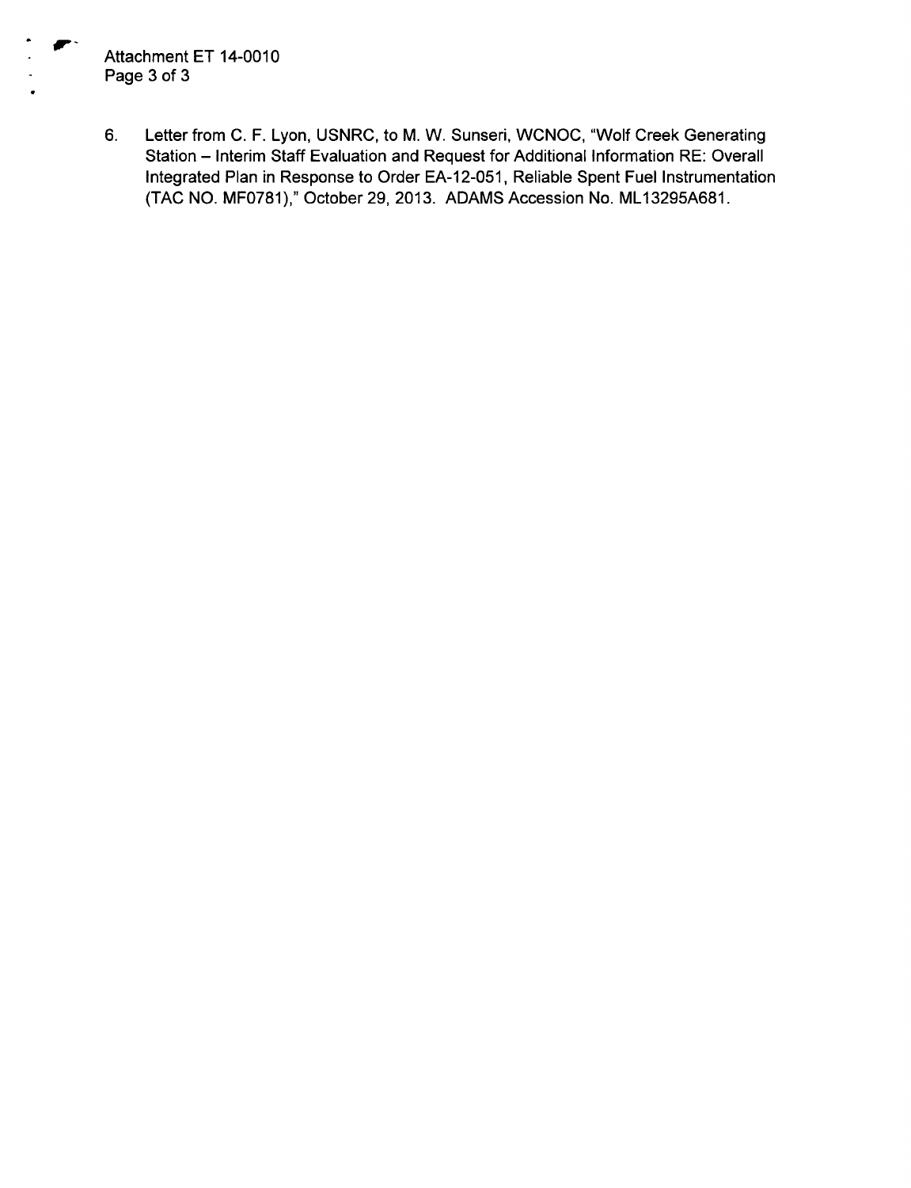6. Letter from C. F. Lyon, USNRC, to M. W. Sunseri, WCNOC, "Wolf Creek Generating Station – Interim Staff Evaluation and Request for Additional Information RE: Overall Integrated Plan in Response to Order EA-12-051, Reliable Spent Fuel Instrumentation (TAC NO. MF0781)," October 29, 2013. ADAMS Accession No. ML13295A681.